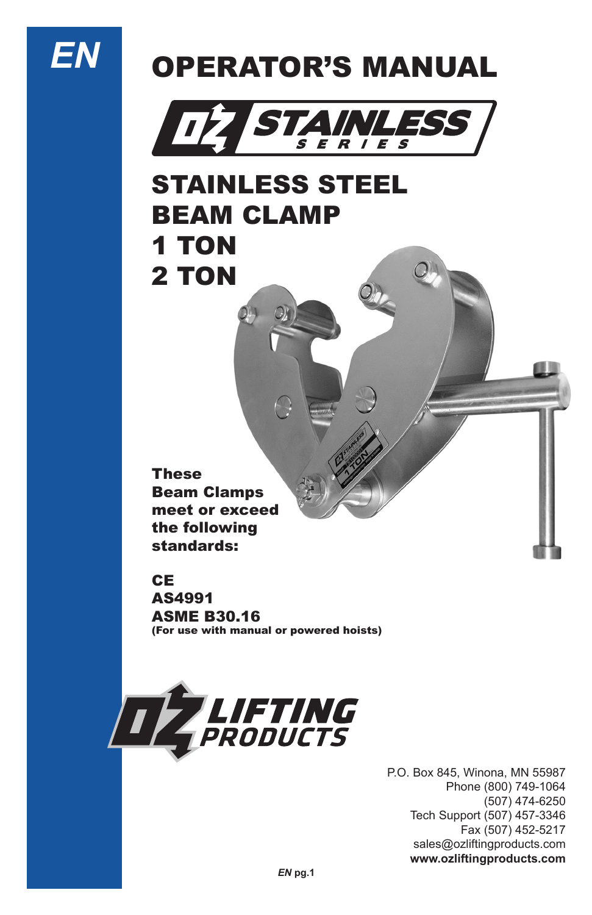EN

# OPERATOR'S MANUAL

OZ STAINLESS SERIES

## STAINLESS STEEL BEAM CLAMP 1 TON 2 TON

**These Beam Clamps meet or exceed the following standards:**

**CE**
**AS4991**
**ASME B30.16**
**(For use with manual or powered hoists)**

OZ LIFTING PRODUCTS

P.O. Box 845, Winona, MN 55987
Phone (800) 749-1064
(507) 474-6250
Tech Support (507) 457-3346
Fax (507) 452-5217
sales@ozliftingproducts.com
**www.ozliftingproducts.com**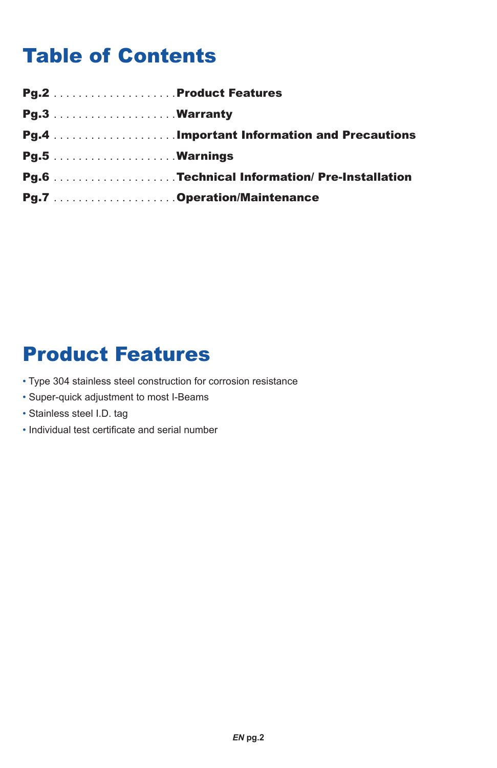# Table of Contents

**Pg.2** .................... **Product Features**
**Pg.3** .................... **Warranty**
**Pg.4** .................... **Important Information and Precautions**
**Pg.5** .................... **Warnings**
**Pg.6** .................... **Technical Information/ Pre-Installation**
**Pg.7** .................... **Operation/Maintenance**

# Product Features

- Type 304 stainless steel construction for corrosion resistance
- Super-quick adjustment to most I-Beams
- Stainless steel I.D. tag
- Individual test certificate and serial number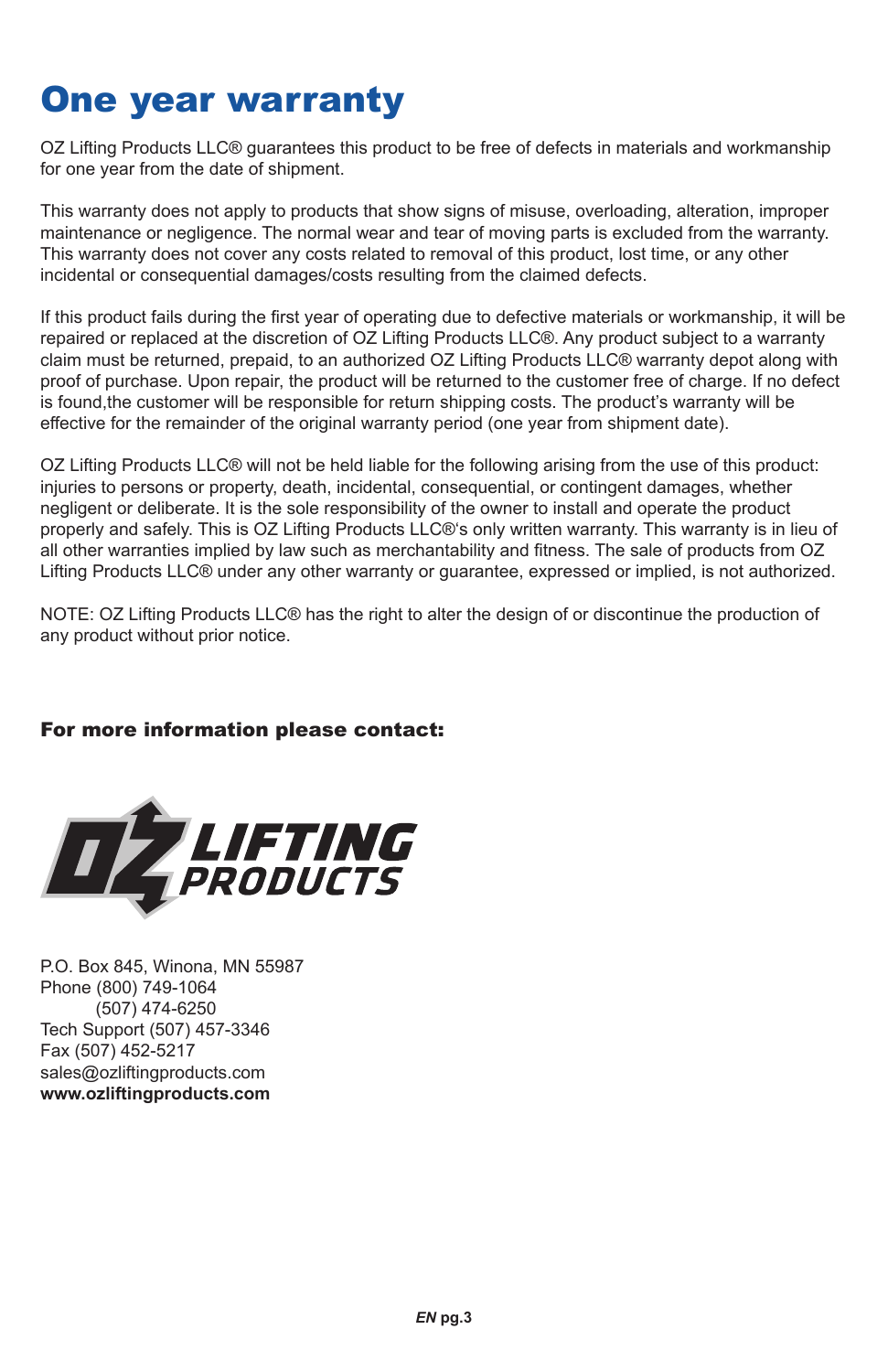# One year warranty

OZ Lifting Products LLC® guarantees this product to be free of defects in materials and workmanship for one year from the date of shipment.

This warranty does not apply to products that show signs of misuse, overloading, alteration, improper maintenance or negligence. The normal wear and tear of moving parts is excluded from the warranty. This warranty does not cover any costs related to removal of this product, lost time, or any other incidental or consequential damages/costs resulting from the claimed defects.

If this product fails during the first year of operating due to defective materials or workmanship, it will be repaired or replaced at the discretion of OZ Lifting Products LLC®. Any product subject to a warranty claim must be returned, prepaid, to an authorized OZ Lifting Products LLC® warranty depot along with proof of purchase. Upon repair, the product will be returned to the customer free of charge. If no defect is found,the customer will be responsible for return shipping costs. The product's warranty will be effective for the remainder of the original warranty period (one year from shipment date).

OZ Lifting Products LLC® will not be held liable for the following arising from the use of this product: injuries to persons or property, death, incidental, consequential, or contingent damages, whether negligent or deliberate. It is the sole responsibility of the owner to install and operate the product properly and safely. This is OZ Lifting Products LLC®'s only written warranty. This warranty is in lieu of all other warranties implied by law such as merchantability and fitness. The sale of products from OZ Lifting Products LLC® under any other warranty or guarantee, expressed or implied, is not authorized.

NOTE: OZ Lifting Products LLC® has the right to alter the design of or discontinue the production of any product without prior notice.

### For more information please contact:

OZ LIFTING PRODUCTS

P.O. Box 845, Winona, MN 55987
Phone (800) 749-1064
(507) 474-6250
Tech Support (507) 457-3346
Fax (507) 452-5217
sales@ozliftingproducts.com
**www.ozliftingproducts.com**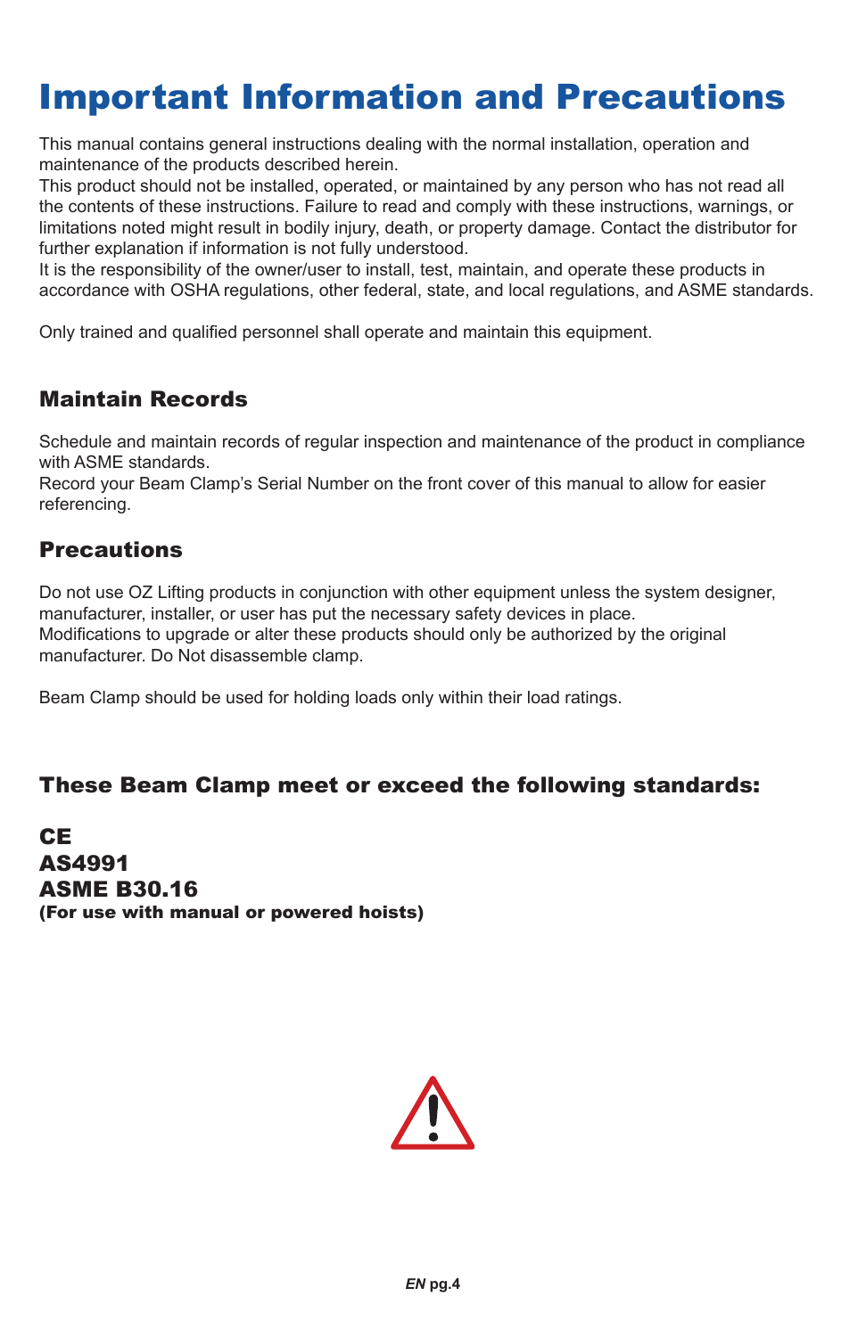# Important Information and Precautions

This manual contains general instructions dealing with the normal installation, operation and maintenance of the products described herein.
This product should not be installed, operated, or maintained by any person who has not read all the contents of these instructions. Failure to read and comply with these instructions, warnings, or limitations noted might result in bodily injury, death, or property damage. Contact the distributor for further explanation if information is not fully understood.
It is the responsibility of the owner/user to install, test, maintain, and operate these products in accordance with OSHA regulations, other federal, state, and local regulations, and ASME standards.

Only trained and qualified personnel shall operate and maintain this equipment.

## Maintain Records

Schedule and maintain records of regular inspection and maintenance of the product in compliance with ASME standards.
Record your Beam Clamp's Serial Number on the front cover of this manual to allow for easier referencing.

## Precautions

Do not use OZ Lifting products in conjunction with other equipment unless the system designer, manufacturer, installer, or user has put the necessary safety devices in place.
Modifications to upgrade or alter these products should only be authorized by the original manufacturer. Do Not disassemble clamp.

Beam Clamp should be used for holding loads only within their load ratings.

## These Beam Clamp meet or exceed the following standards:

**CE**
**AS4991**
**ASME B30.16**
**(For use with manual or powered hoists)**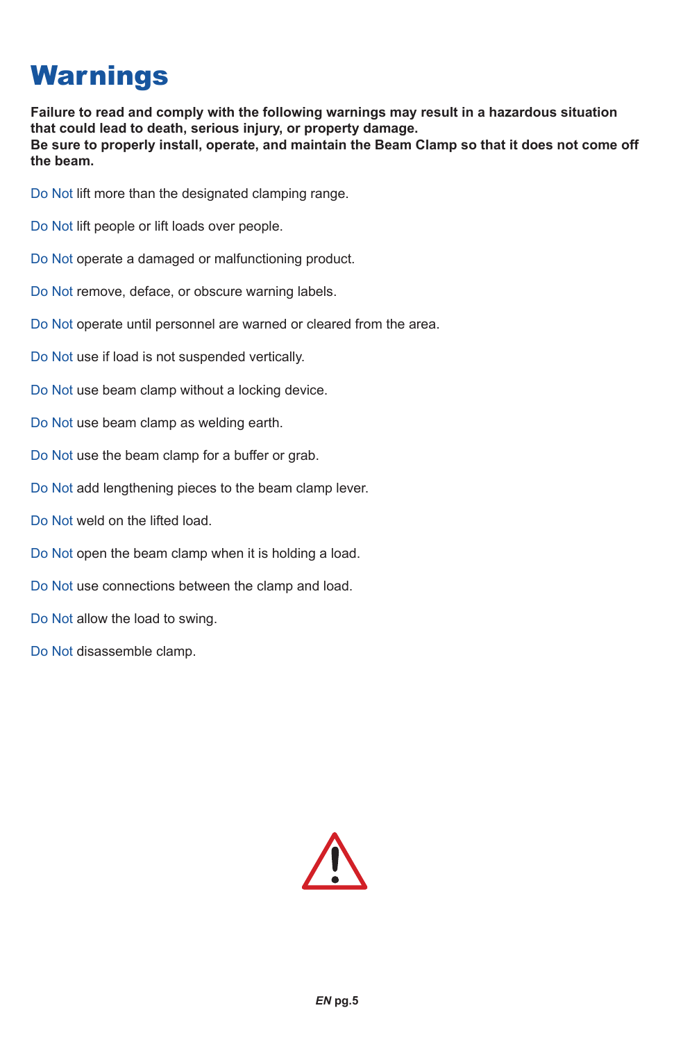# Warnings

**Failure to read and comply with the following warnings may result in a hazardous situation that could lead to death, serious injury, or property damage.**
**Be sure to properly install, operate, and maintain the Beam Clamp so that it does not come off the beam.**

Do Not lift more than the designated clamping range.

Do Not lift people or lift loads over people.

Do Not operate a damaged or malfunctioning product.

Do Not remove, deface, or obscure warning labels.

Do Not operate until personnel are warned or cleared from the area.

Do Not use if load is not suspended vertically.

Do Not use beam clamp without a locking device.

Do Not use beam clamp as welding earth.

Do Not use the beam clamp for a buffer or grab.

Do Not add lengthening pieces to the beam clamp lever.

Do Not weld on the lifted load.

Do Not open the beam clamp when it is holding a load.

Do Not use connections between the clamp and load.

Do Not allow the load to swing.

Do Not disassemble clamp.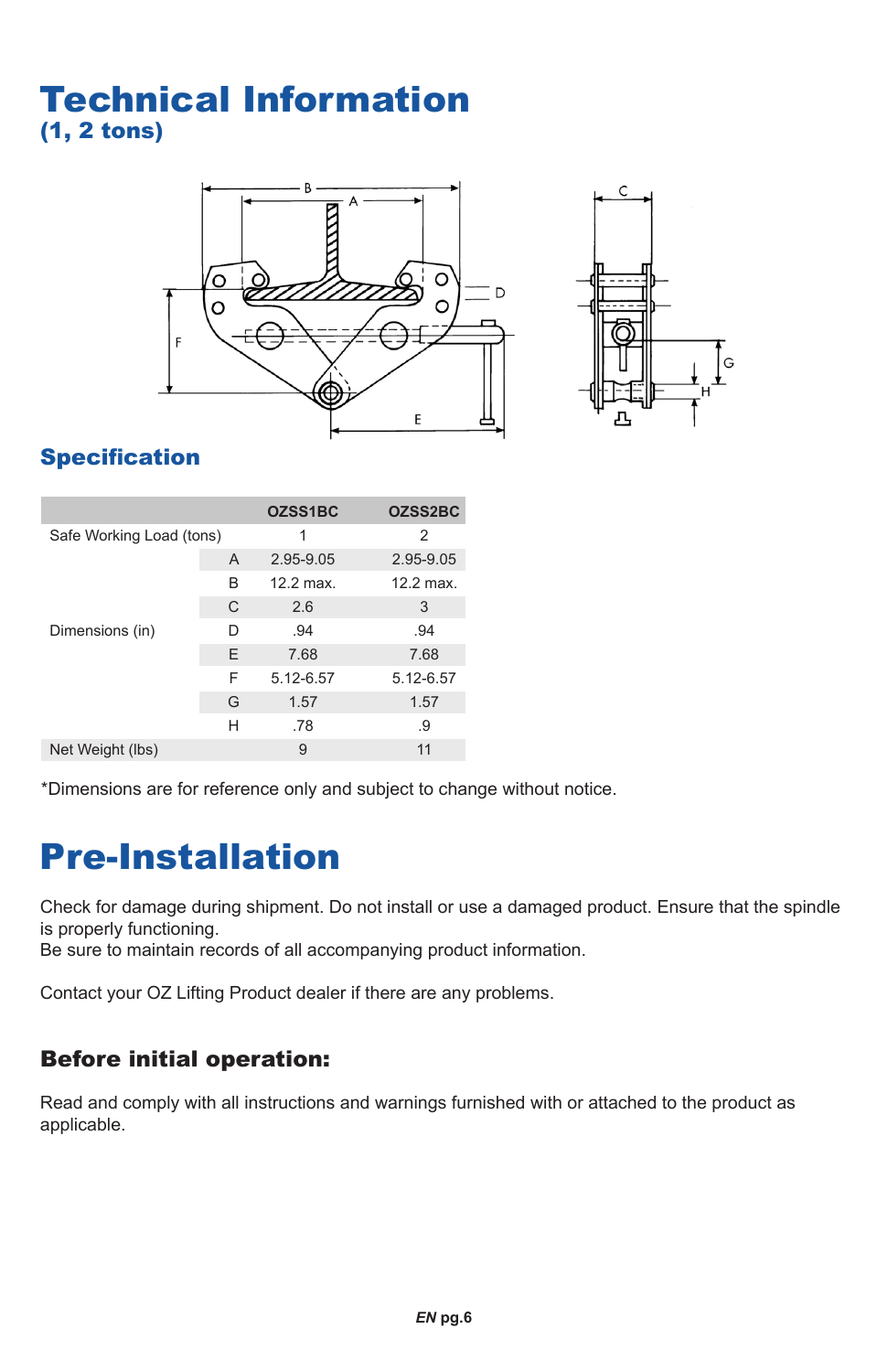# Technical Information
## (1, 2 tons)

## Specification

| | | OZSS1BC | OZSS2BC |
|---|---|---|---|
| Safe Working Load (tons) | | 1 | 2 |
| Dimensions (in) | A | 2.95-9.05 | 2.95-9.05 |
| | B | 12.2 max. | 12.2 max. |
| | C | 2.6 | 3 |
| | D | .94 | .94 |
| | E | 7.68 | 7.68 |
| | F | 5.12-6.57 | 5.12-6.57 |
| | G | 1.57 | 1.57 |
| | H | .78 | .9 |
| Net Weight (lbs) | | 9 | 11 |

*Dimensions are for reference only and subject to change without notice.

# Pre-Installation

Check for damage during shipment. Do not install or use a damaged product. Ensure that the spindle is properly functioning.
Be sure to maintain records of all accompanying product information.

Contact your OZ Lifting Product dealer if there are any problems.

### Before initial operation:

Read and comply with all instructions and warnings furnished with or attached to the product as applicable.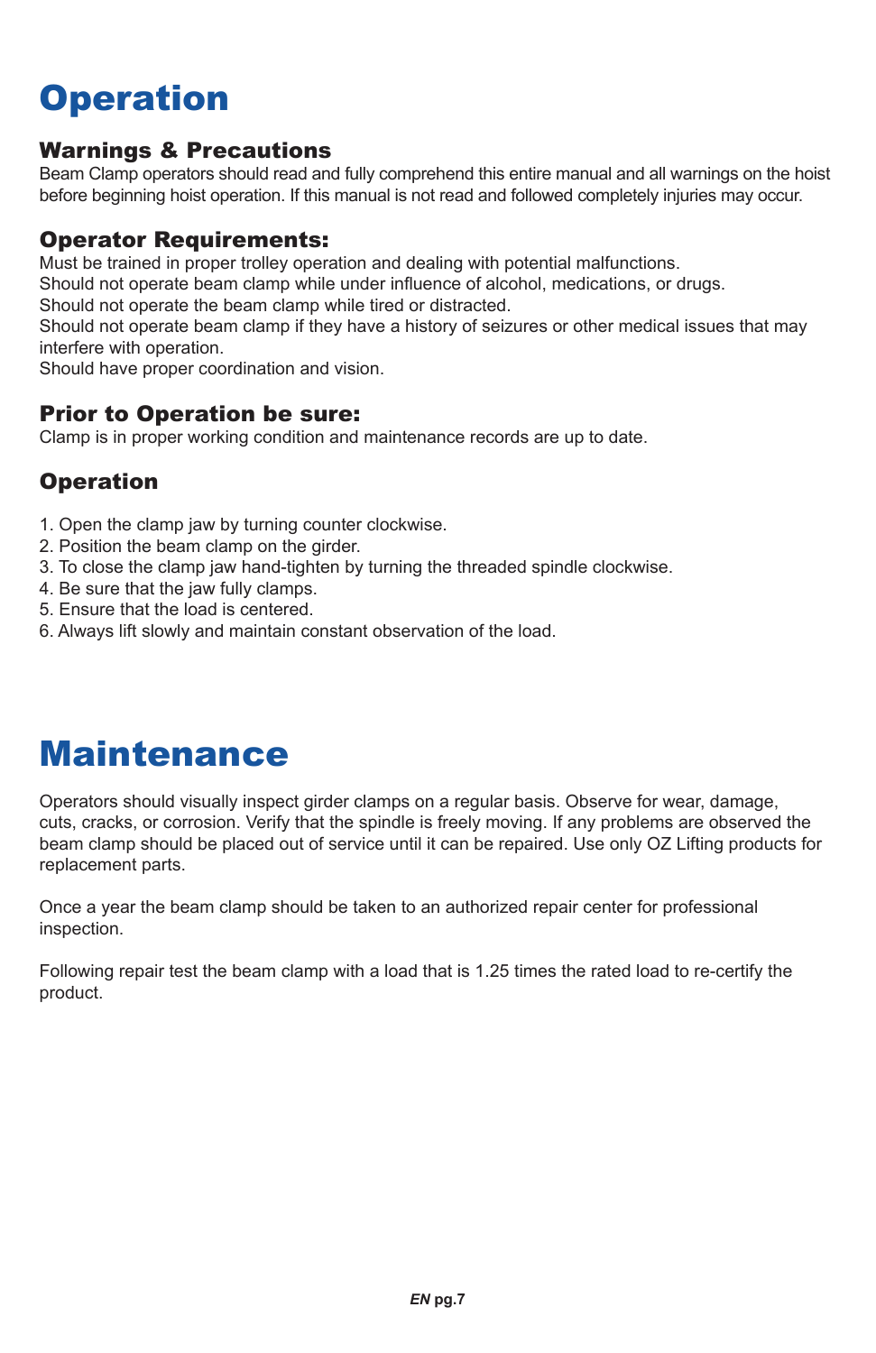# Operation

## Warnings & Precautions

Beam Clamp operators should read and fully comprehend this entire manual and all warnings on the hoist before beginning hoist operation. If this manual is not read and followed completely injuries may occur.

## Operator Requirements:

Must be trained in proper trolley operation and dealing with potential malfunctions.
Should not operate beam clamp while under influence of alcohol, medications, or drugs.
Should not operate the beam clamp while tired or distracted.
Should not operate beam clamp if they have a history of seizures or other medical issues that may interfere with operation.
Should have proper coordination and vision.

## Prior to Operation be sure:

Clamp is in proper working condition and maintenance records are up to date.

## Operation

1. Open the clamp jaw by turning counter clockwise.
2. Position the beam clamp on the girder.
3. To close the clamp jaw hand-tighten by turning the threaded spindle clockwise.
4. Be sure that the jaw fully clamps.
5. Ensure that the load is centered.
6. Always lift slowly and maintain constant observation of the load.

# Maintenance

Operators should visually inspect girder clamps on a regular basis. Observe for wear, damage, cuts, cracks, or corrosion. Verify that the spindle is freely moving. If any problems are observed the beam clamp should be placed out of service until it can be repaired. Use only OZ Lifting products for replacement parts.

Once a year the beam clamp should be taken to an authorized repair center for professional inspection.

Following repair test the beam clamp with a load that is 1.25 times the rated load to re-certify the product.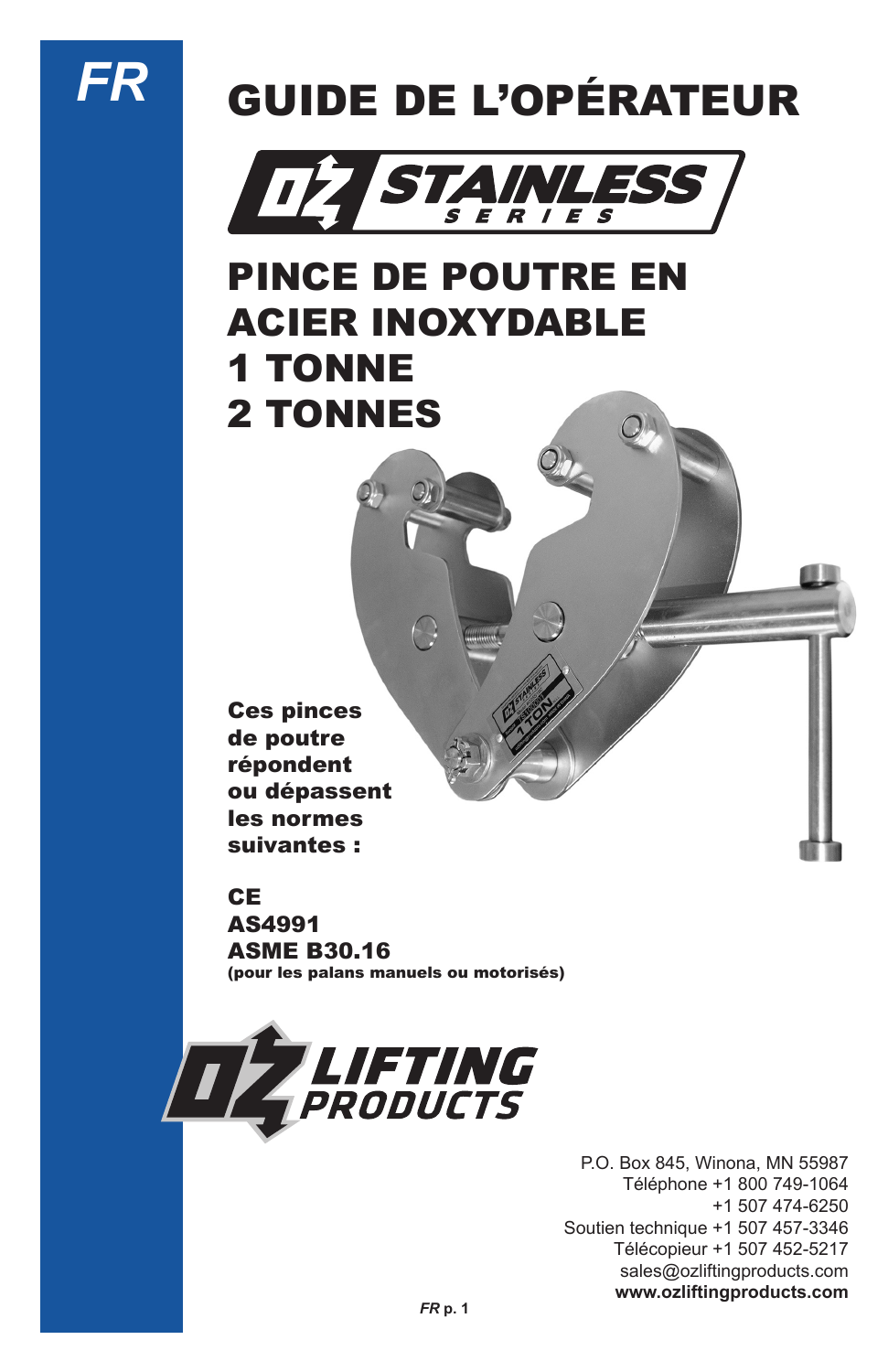FR

# GUIDE DE L'OPÉRATEUR

OZ STAINLESS SERIES

## PINCE DE POUTRE EN ACIER INOXYDABLE 1 TONNE 2 TONNES

**Ces pinces de poutre répondent ou dépassent les normes suivantes :**

**CE**
**AS4991**
**ASME B30.16**
**(pour les palans manuels ou motorisés)**

OZ LIFTING PRODUCTS

P.O. Box 845, Winona, MN 55987
Téléphone +1 800 749-1064
+1 507 474-6250
Soutien technique +1 507 457-3346
Télécopieur +1 507 452-5217
sales@ozliftingproducts.com
**www.ozliftingproducts.com**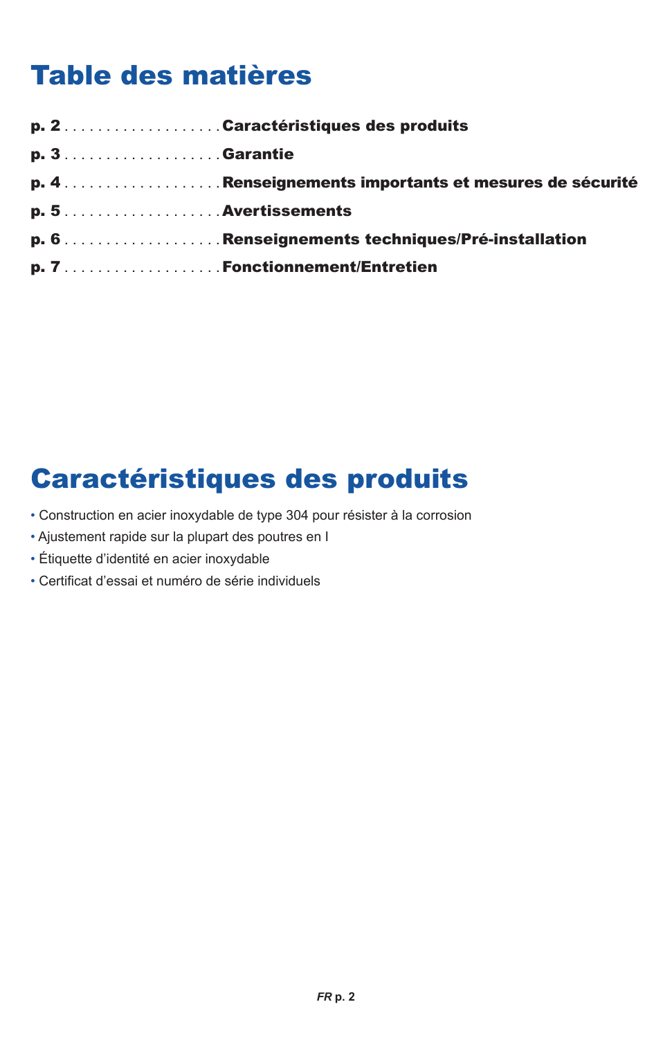# Table des matières

**p. 2** . . . . . . . . . . . . . . . . . . . **Caractéristiques des produits**

**p. 3** . . . . . . . . . . . . . . . . . . . **Garantie**

**p. 4** . . . . . . . . . . . . . . . . . . . **Renseignements importants et mesures de sécurité**

**p. 5** . . . . . . . . . . . . . . . . . . . **Avertissements**

**p. 6** . . . . . . . . . . . . . . . . . . . **Renseignements techniques/Pré-installation**

**p. 7** . . . . . . . . . . . . . . . . . . . **Fonctionnement/Entretien**

# Caractéristiques des produits

- Construction en acier inoxydable de type 304 pour résister à la corrosion
- Ajustement rapide sur la plupart des poutres en I
- Étiquette d'identité en acier inoxydable
- Certificat d'essai et numéro de série individuels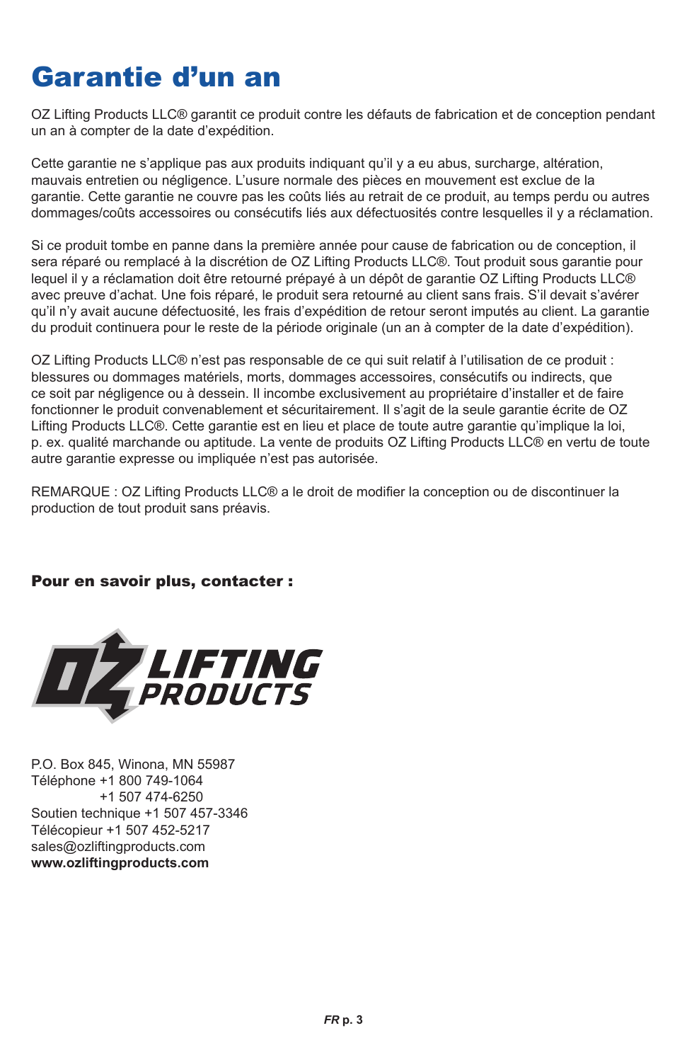# Garantie d'un an

OZ Lifting Products LLC® garantit ce produit contre les défauts de fabrication et de conception pendant un an à compter de la date d'expédition.

Cette garantie ne s'applique pas aux produits indiquant qu'il y a eu abus, surcharge, altération, mauvais entretien ou négligence. L'usure normale des pièces en mouvement est exclue de la garantie. Cette garantie ne couvre pas les coûts liés au retrait de ce produit, au temps perdu ou autres dommages/coûts accessoires ou consécutifs liés aux défectuosités contre lesquelles il y a réclamation.

Si ce produit tombe en panne dans la première année pour cause de fabrication ou de conception, il sera réparé ou remplacé à la discrétion de OZ Lifting Products LLC®. Tout produit sous garantie pour lequel il y a réclamation doit être retourné prépayé à un dépôt de garantie OZ Lifting Products LLC® avec preuve d'achat. Une fois réparé, le produit sera retourné au client sans frais. S'il devait s'avérer qu'il n'y avait aucune défectuosité, les frais d'expédition de retour seront imputés au client. La garantie du produit continuera pour le reste de la période originale (un an à compter de la date d'expédition).

OZ Lifting Products LLC® n'est pas responsable de ce qui suit relatif à l'utilisation de ce produit : blessures ou dommages matériels, morts, dommages accessoires, consécutifs ou indirects, que ce soit par négligence ou à dessein. Il incombe exclusivement au propriétaire d'installer et de faire fonctionner le produit convenablement et sécuritairement. Il s'agit de la seule garantie écrite de OZ Lifting Products LLC®. Cette garantie est en lieu et place de toute autre garantie qu'implique la loi, p. ex. qualité marchande ou aptitude. La vente de produits OZ Lifting Products LLC® en vertu de toute autre garantie expresse ou impliquée n'est pas autorisée.

REMARQUE : OZ Lifting Products LLC® a le droit de modifier la conception ou de discontinuer la production de tout produit sans préavis.

**Pour en savoir plus, contacter :**

OZ LIFTING PRODUCTS

P.O. Box 845, Winona, MN 55987
Téléphone +1 800 749-1064
+1 507 474-6250
Soutien technique +1 507 457-3346
Télécopieur +1 507 452-5217
sales@ozliftingproducts.com
**www.ozliftingproducts.com**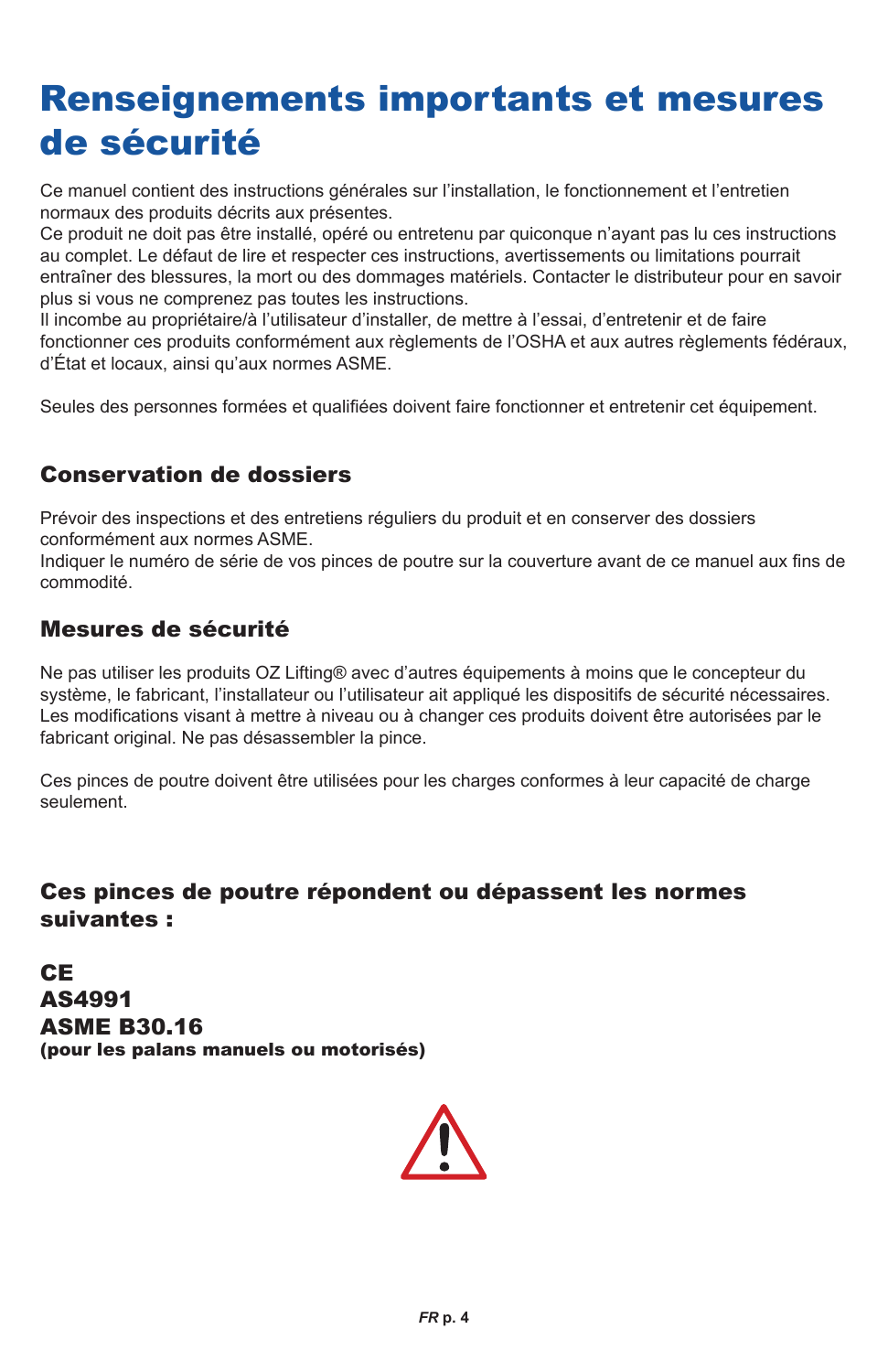# Renseignements importants et mesures de sécurité

Ce manuel contient des instructions générales sur l'installation, le fonctionnement et l'entretien normaux des produits décrits aux présentes.
Ce produit ne doit pas être installé, opéré ou entretenu par quiconque n'ayant pas lu ces instructions au complet. Le défaut de lire et respecter ces instructions, avertissements ou limitations pourrait entraîner des blessures, la mort ou des dommages matériels. Contacter le distributeur pour en savoir plus si vous ne comprenez pas toutes les instructions.
Il incombe au propriétaire/à l'utilisateur d'installer, de mettre à l'essai, d'entretenir et de faire fonctionner ces produits conformément aux règlements de l'OSHA et aux autres règlements fédéraux, d'État et locaux, ainsi qu'aux normes ASME.

Seules des personnes formées et qualifiées doivent faire fonctionner et entretenir cet équipement.

## Conservation de dossiers

Prévoir des inspections et des entretiens réguliers du produit et en conserver des dossiers conformément aux normes ASME.
Indiquer le numéro de série de vos pinces de poutre sur la couverture avant de ce manuel aux fins de commodité.

## Mesures de sécurité

Ne pas utiliser les produits OZ Lifting® avec d'autres équipements à moins que le concepteur du système, le fabricant, l'installateur ou l'utilisateur ait appliqué les dispositifs de sécurité nécessaires. Les modifications visant à mettre à niveau ou à changer ces produits doivent être autorisées par le fabricant original. Ne pas désassembler la pince.

Ces pinces de poutre doivent être utilisées pour les charges conformes à leur capacité de charge seulement.

## Ces pinces de poutre répondent ou dépassent les normes suivantes :

**CE**
**AS4991**
**ASME B30.16**
**(pour les palans manuels ou motorisés)**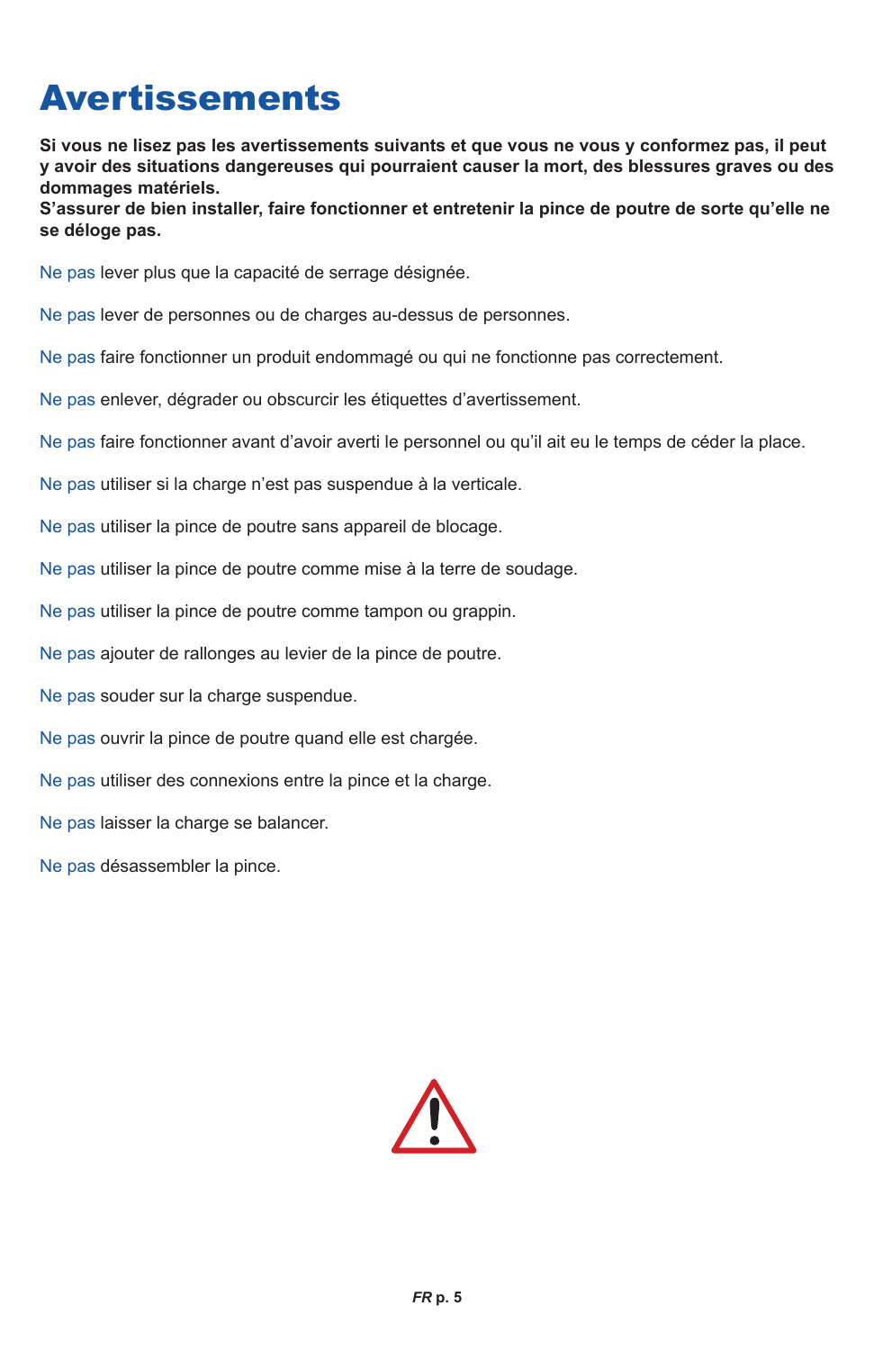# Avertissements

**Si vous ne lisez pas les avertissements suivants et que vous ne vous y conformez pas, il peut y avoir des situations dangereuses qui pourraient causer la mort, des blessures graves ou des dommages matériels.**
**S’assurer de bien installer, faire fonctionner et entretenir la pince de poutre de sorte qu’elle ne se déloge pas.**

Ne pas lever plus que la capacité de serrage désignée.

Ne pas lever de personnes ou de charges au-dessus de personnes.

Ne pas faire fonctionner un produit endommagé ou qui ne fonctionne pas correctement.

Ne pas enlever, dégrader ou obscurcir les étiquettes d’avertissement.

Ne pas faire fonctionner avant d’avoir averti le personnel ou qu’il ait eu le temps de céder la place.

Ne pas utiliser si la charge n’est pas suspendue à la verticale.

Ne pas utiliser la pince de poutre sans appareil de blocage.

Ne pas utiliser la pince de poutre comme mise à la terre de soudage.

Ne pas utiliser la pince de poutre comme tampon ou grappin.

Ne pas ajouter de rallonges au levier de la pince de poutre.

Ne pas souder sur la charge suspendue.

Ne pas ouvrir la pince de poutre quand elle est chargée.

Ne pas utiliser des connexions entre la pince et la charge.

Ne pas laisser la charge se balancer.

Ne pas désassembler la pince.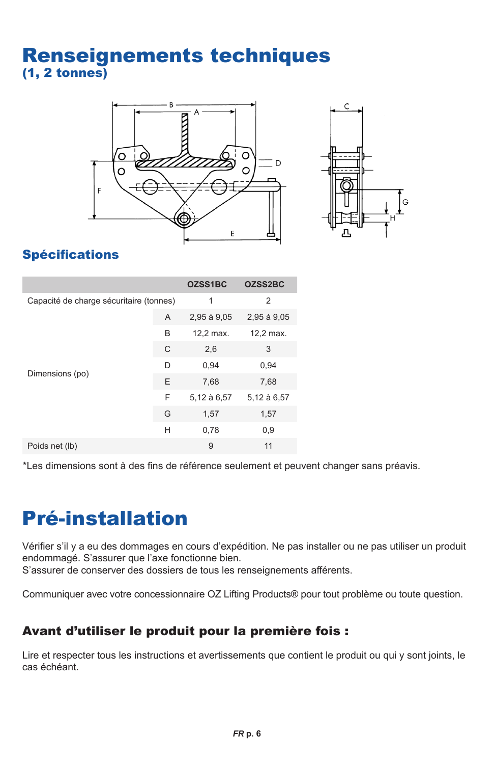# Renseignements techniques
## (1, 2 tonnes)

## Spécifications

| | | OZSS1BC | OZSS2BC |
|---|---|---|---|
| Capacité de charge sécuritaire (tonnes) | | 1 | 2 |
| Dimensions (po) | A | 2,95 à 9,05 | 2,95 à 9,05 |
| | B | 12,2 max. | 12,2 max. |
| | C | 2,6 | 3 |
| | D | 0,94 | 0,94 |
| | E | 7,68 | 7,68 |
| | F | 5,12 à 6,57 | 5,12 à 6,57 |
| | G | 1,57 | 1,57 |
| | H | 0,78 | 0,9 |
| Poids net (lb) | | 9 | 11 |

*Les dimensions sont à des fins de référence seulement et peuvent changer sans préavis.

# Pré-installation

Vérifier s'il y a eu des dommages en cours d'expédition. Ne pas installer ou ne pas utiliser un produit endommagé. S'assurer que l'axe fonctionne bien.
S'assurer de conserver des dossiers de tous les renseignements afférents.

Communiquer avec votre concessionnaire OZ Lifting Products® pour tout problème ou toute question.

### Avant d'utiliser le produit pour la première fois :

Lire et respecter tous les instructions et avertissements que contient le produit ou qui y sont joints, le cas échéant.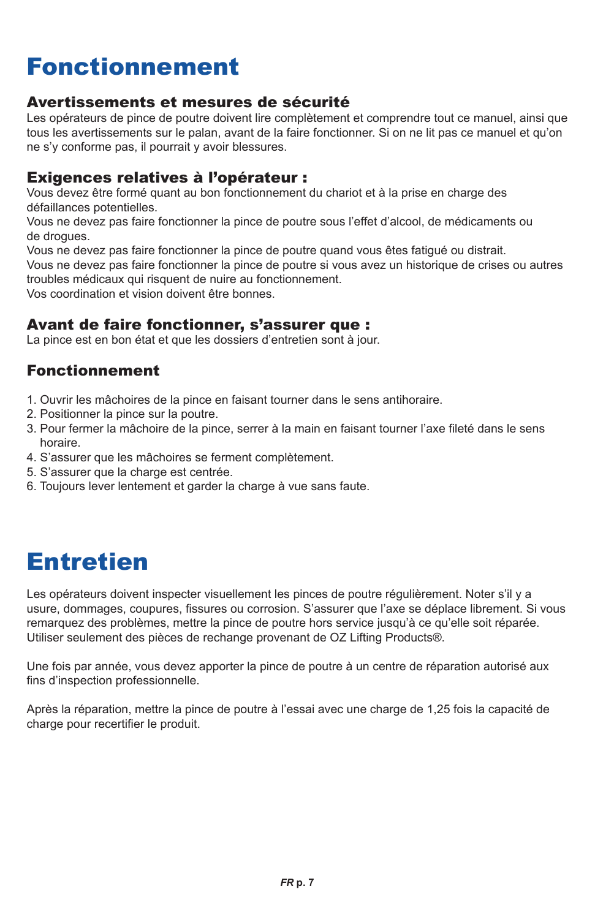# Fonctionnement

## Avertissements et mesures de sécurité

Les opérateurs de pince de poutre doivent lire complètement et comprendre tout ce manuel, ainsi que tous les avertissements sur le palan, avant de la faire fonctionner. Si on ne lit pas ce manuel et qu'on ne s'y conforme pas, il pourrait y avoir blessures.

## Exigences relatives à l'opérateur :

Vous devez être formé quant au bon fonctionnement du chariot et à la prise en charge des défaillances potentielles.
Vous ne devez pas faire fonctionner la pince de poutre sous l'effet d'alcool, de médicaments ou de drogues.
Vous ne devez pas faire fonctionner la pince de poutre quand vous êtes fatigué ou distrait.
Vous ne devez pas faire fonctionner la pince de poutre si vous avez un historique de crises ou autres troubles médicaux qui risquent de nuire au fonctionnement.
Vos coordination et vision doivent être bonnes.

## Avant de faire fonctionner, s'assurer que :

La pince est en bon état et que les dossiers d'entretien sont à jour.

## Fonctionnement

1. Ouvrir les mâchoires de la pince en faisant tourner dans le sens antihoraire.
2. Positionner la pince sur la poutre.
3. Pour fermer la mâchoire de la pince, serrer à la main en faisant tourner l'axe fileté dans le sens horaire.
4. S'assurer que les mâchoires se ferment complètement.
5. S'assurer que la charge est centrée.
6. Toujours lever lentement et garder la charge à vue sans faute.

# Entretien

Les opérateurs doivent inspecter visuellement les pinces de poutre régulièrement. Noter s'il y a usure, dommages, coupures, fissures ou corrosion. S'assurer que l'axe se déplace librement. Si vous remarquez des problèmes, mettre la pince de poutre hors service jusqu'à ce qu'elle soit réparée. Utiliser seulement des pièces de rechange provenant de OZ Lifting Products®.

Une fois par année, vous devez apporter la pince de poutre à un centre de réparation autorisé aux fins d'inspection professionnelle.

Après la réparation, mettre la pince de poutre à l'essai avec une charge de 1,25 fois la capacité de charge pour recertifier le produit.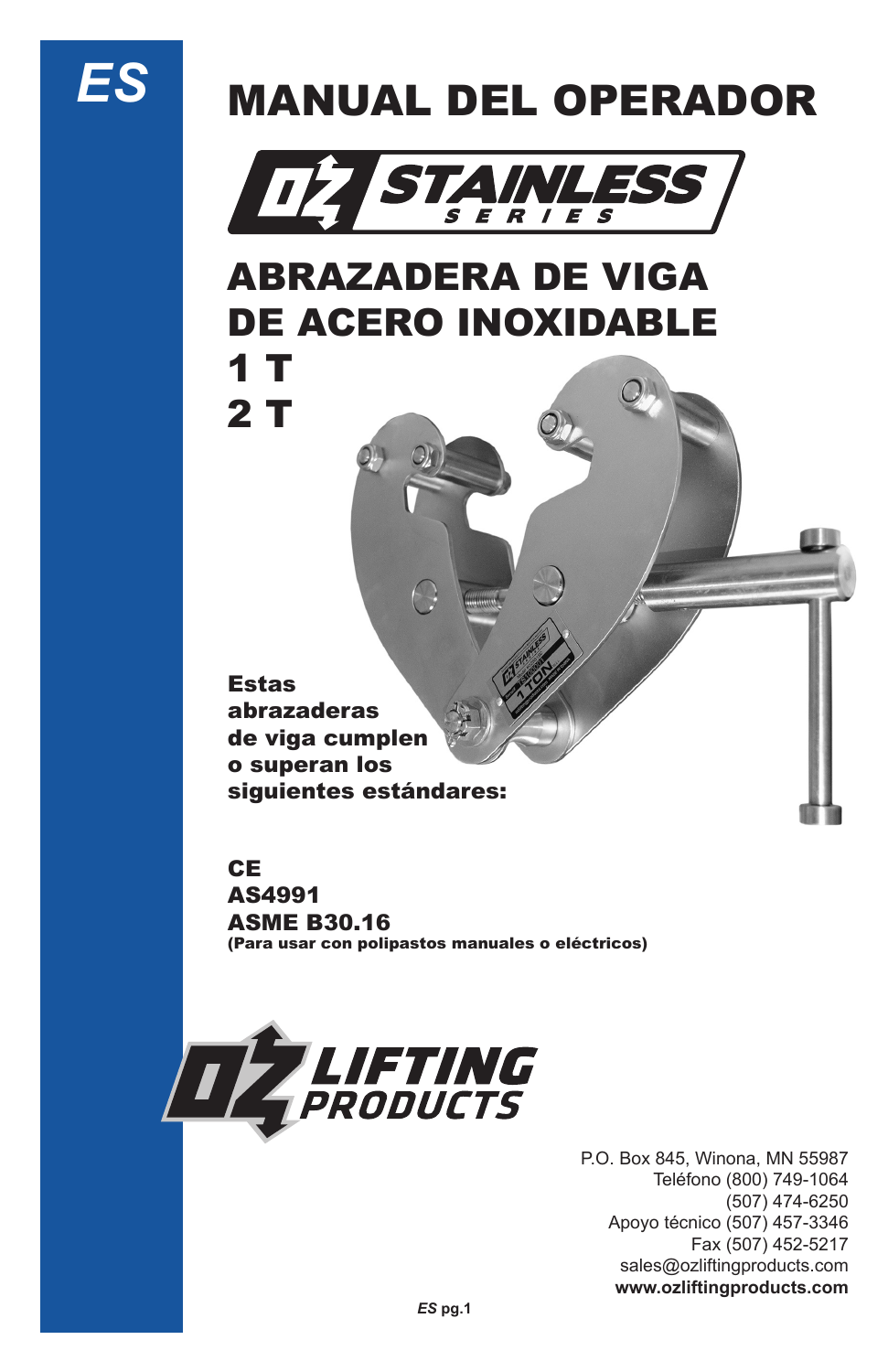ES

# MANUAL DEL OPERADOR

STAINLESS SERIES

# ABRAZADERA DE VIGA DE ACERO INOXIDABLE

# 1 T
# 2 T

**Estas abrazaderas de viga cumplen o superan los siguientes estándares:**

**CE**
**AS4991**
**ASME B30.16**
**(Para usar con polipastos manuales o eléctricos)**

LIFTING PRODUCTS

P.O. Box 845, Winona, MN 55987
Teléfono (800) 749-1064
(507) 474-6250
Apoyo técnico (507) 457-3346
Fax (507) 452-5217
sales@ozliftingproducts.com
**www.ozliftingproducts.com**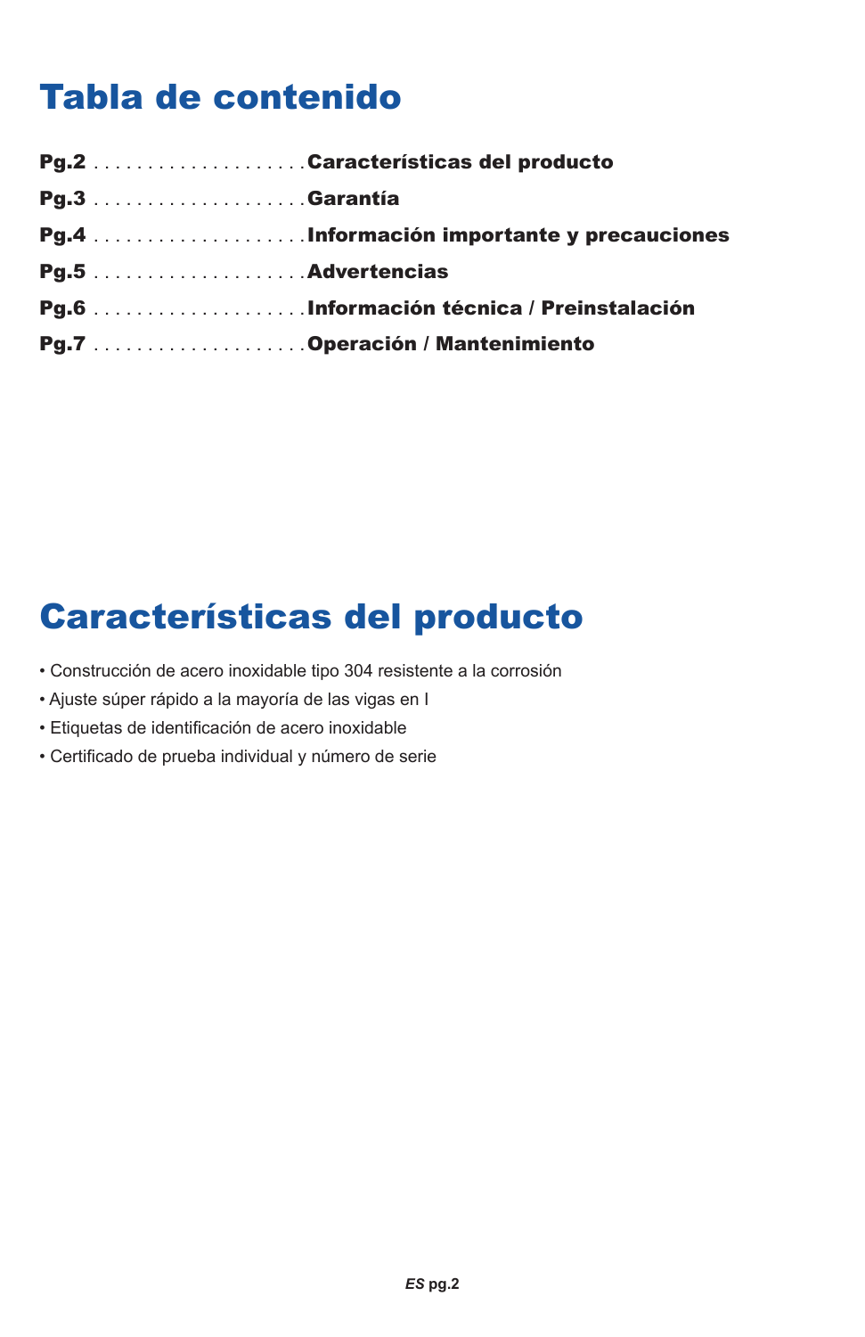# Tabla de contenido

**Pg.2** . . . . . . . . . . . . . . . . . . . . **Características del producto**
**Pg.3** . . . . . . . . . . . . . . . . . . . . **Garantía**
**Pg.4** . . . . . . . . . . . . . . . . . . . . **Información importante y precauciones**
**Pg.5** . . . . . . . . . . . . . . . . . . . . **Advertencias**
**Pg.6** . . . . . . . . . . . . . . . . . . . . **Información técnica / Preinstalación**
**Pg.7** . . . . . . . . . . . . . . . . . . . . **Operación / Mantenimiento**

# Características del producto

- Construcción de acero inoxidable tipo 304 resistente a la corrosión
- Ajuste súper rápido a la mayoría de las vigas en I
- Etiquetas de identificación de acero inoxidable
- Certificado de prueba individual y número de serie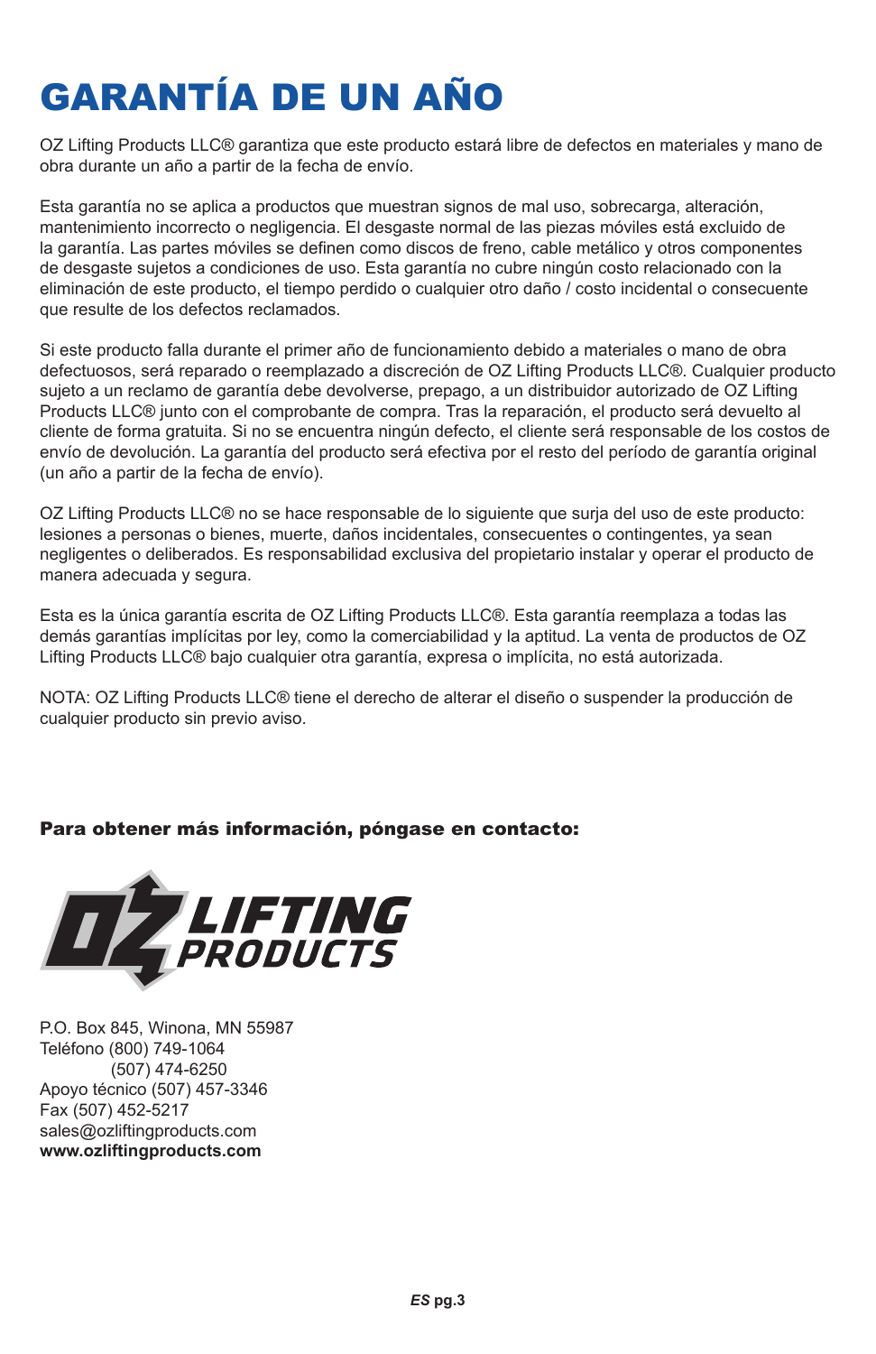# GARANTÍA DE UN AÑO

OZ Lifting Products LLC® garantiza que este producto estará libre de defectos en materiales y mano de obra durante un año a partir de la fecha de envío.

Esta garantía no se aplica a productos que muestran signos de mal uso, sobrecarga, alteración, mantenimiento incorrecto o negligencia. El desgaste normal de las piezas móviles está excluido de la garantía. Las partes móviles se definen como discos de freno, cable metálico y otros componentes de desgaste sujetos a condiciones de uso. Esta garantía no cubre ningún costo relacionado con la eliminación de este producto, el tiempo perdido o cualquier otro daño / costo incidental o consecuente que resulte de los defectos reclamados.

Si este producto falla durante el primer año de funcionamiento debido a materiales o mano de obra defectuosos, será reparado o reemplazado a discreción de OZ Lifting Products LLC®. Cualquier producto sujeto a un reclamo de garantía debe devolverse, prepago, a un distribuidor autorizado de OZ Lifting Products LLC® junto con el comprobante de compra. Tras la reparación, el producto será devuelto al cliente de forma gratuita. Si no se encuentra ningún defecto, el cliente será responsable de los costos de envío de devolución. La garantía del producto será efectiva por el resto del período de garantía original (un año a partir de la fecha de envío).

OZ Lifting Products LLC® no se hace responsable de lo siguiente que surja del uso de este producto: lesiones a personas o bienes, muerte, daños incidentales, consecuentes o contingentes, ya sean negligentes o deliberados. Es responsabilidad exclusiva del propietario instalar y operar el producto de manera adecuada y segura.

Esta es la única garantía escrita de OZ Lifting Products LLC®. Esta garantía reemplaza a todas las demás garantías implícitas por ley, como la comerciabilidad y la aptitud. La venta de productos de OZ Lifting Products LLC® bajo cualquier otra garantía, expresa o implícita, no está autorizada.

NOTA: OZ Lifting Products LLC® tiene el derecho de alterar el diseño o suspender la producción de cualquier producto sin previo aviso.

**Para obtener más información, póngase en contacto:**

OZ LIFTING PRODUCTS

P.O. Box 845, Winona, MN 55987
Teléfono (800) 749-1064
(507) 474-6250
Apoyo técnico (507) 457-3346
Fax (507) 452-5217
sales@ozliftingproducts.com
**www.ozliftingproducts.com**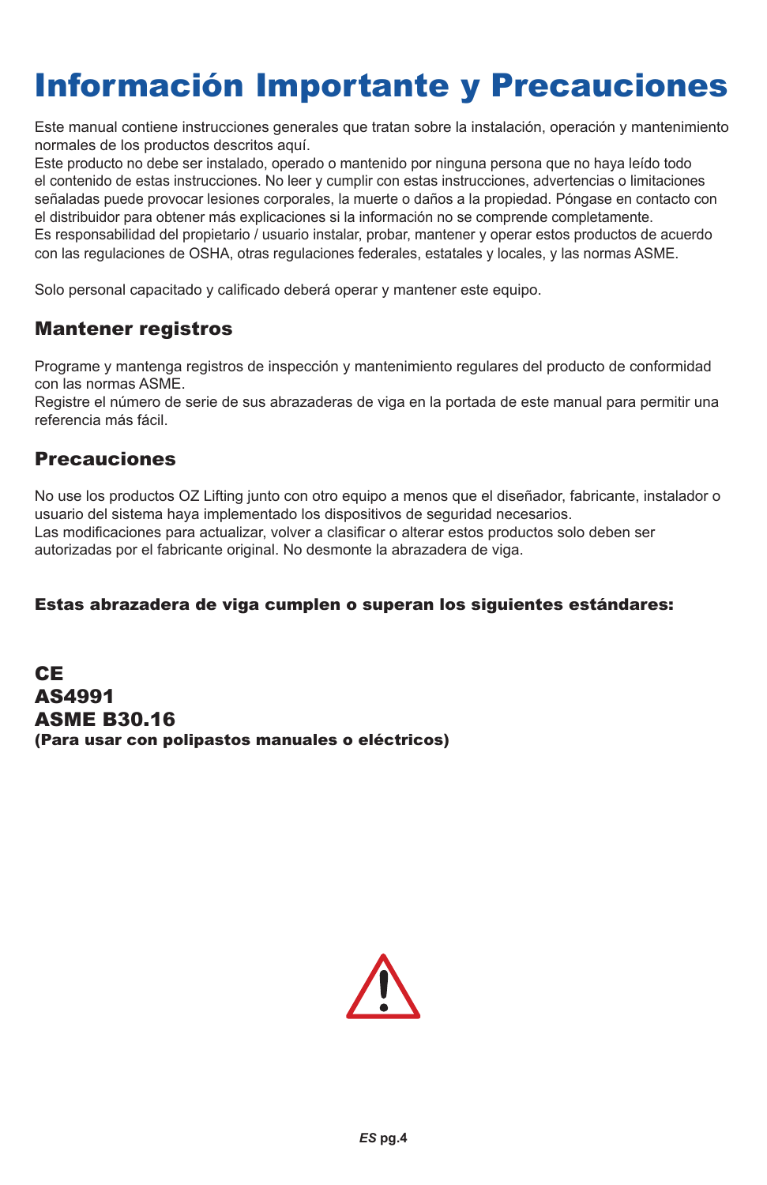# Información Importante y Precauciones

Este manual contiene instrucciones generales que tratan sobre la instalación, operación y mantenimiento normales de los productos descritos aquí.
Este producto no debe ser instalado, operado o mantenido por ninguna persona que no haya leído todo el contenido de estas instrucciones. No leer y cumplir con estas instrucciones, advertencias o limitaciones señaladas puede provocar lesiones corporales, la muerte o daños a la propiedad. Póngase en contacto con el distribuidor para obtener más explicaciones si la información no se comprende completamente.
Es responsabilidad del propietario / usuario instalar, probar, mantener y operar estos productos de acuerdo con las regulaciones de OSHA, otras regulaciones federales, estatales y locales, y las normas ASME.

Solo personal capacitado y calificado deberá operar y mantener este equipo.

## Mantener registros

Programe y mantenga registros de inspección y mantenimiento regulares del producto de conformidad con las normas ASME.
Registre el número de serie de sus abrazaderas de viga en la portada de este manual para permitir una referencia más fácil.

## Precauciones

No use los productos OZ Lifting junto con otro equipo a menos que el diseñador, fabricante, instalador o usuario del sistema haya implementado los dispositivos de seguridad necesarios.
Las modificaciones para actualizar, volver a clasificar o alterar estos productos solo deben ser autorizadas por el fabricante original. No desmonte la abrazadera de viga.

**Estas abrazadera de viga cumplen o superan los siguientes estándares:**

**CE**
**AS4991**
**ASME B30.16**
**(Para usar con polipastos manuales o eléctricos)**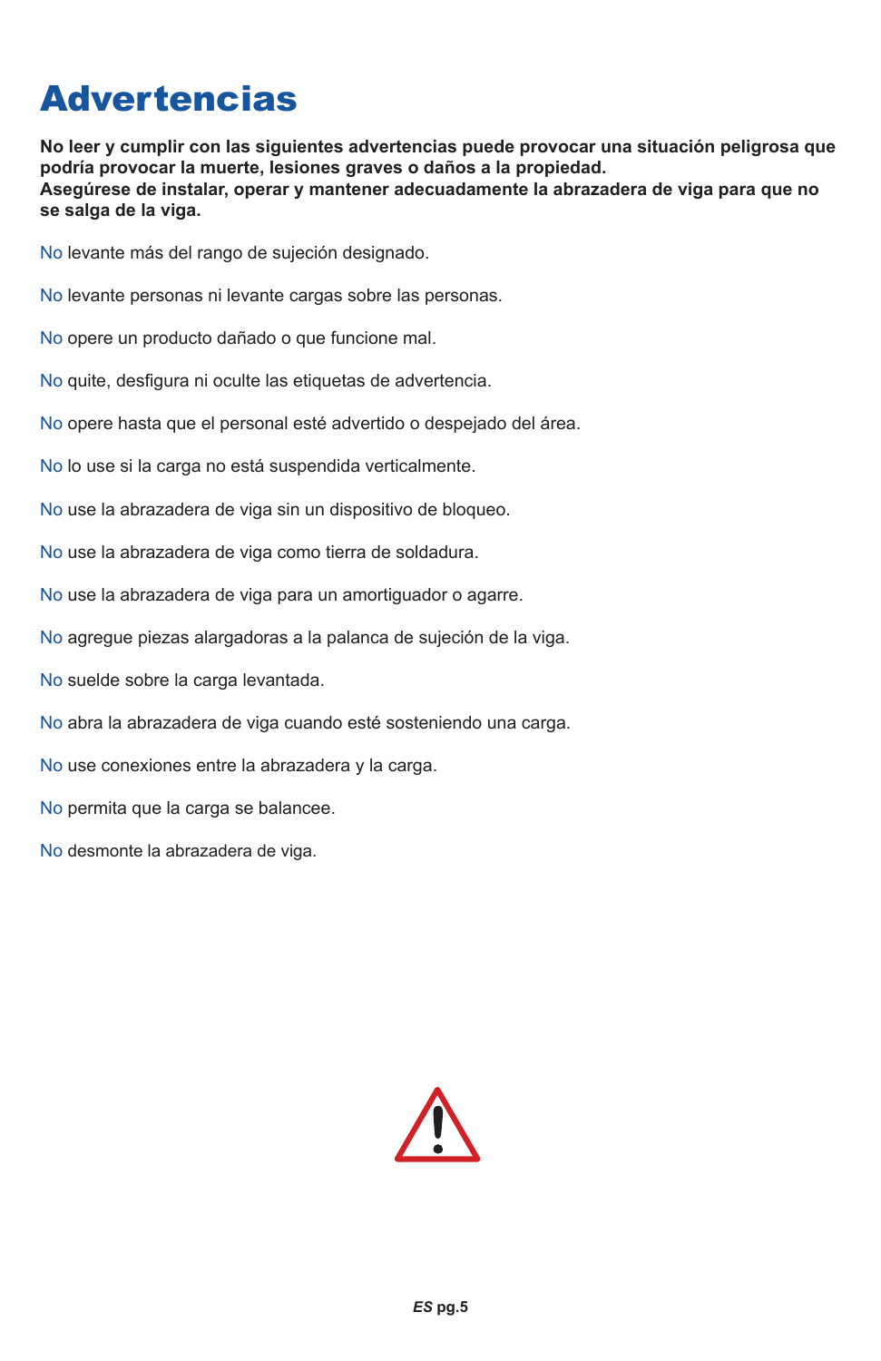# Advertencias

**No leer y cumplir con las siguientes advertencias puede provocar una situación peligrosa que podría provocar la muerte, lesiones graves o daños a la propiedad.**
**Asegúrese de instalar, operar y mantener adecuadamente la abrazadera de viga para que no se salga de la viga.**

No levante más del rango de sujeción designado.

No levante personas ni levante cargas sobre las personas.

No opere un producto dañado o que funcione mal.

No quite, desfigura ni oculte las etiquetas de advertencia.

No opere hasta que el personal esté advertido o despejado del área.

No lo use si la carga no está suspendida verticalmente.

No use la abrazadera de viga sin un dispositivo de bloqueo.

No use la abrazadera de viga como tierra de soldadura.

No use la abrazadera de viga para un amortiguador o agarre.

No agregue piezas alargadoras a la palanca de sujeción de la viga.

No suelde sobre la carga levantada.

No abra la abrazadera de viga cuando esté sosteniendo una carga.

No use conexiones entre la abrazadera y la carga.

No permita que la carga se balancee.

No desmonte la abrazadera de viga.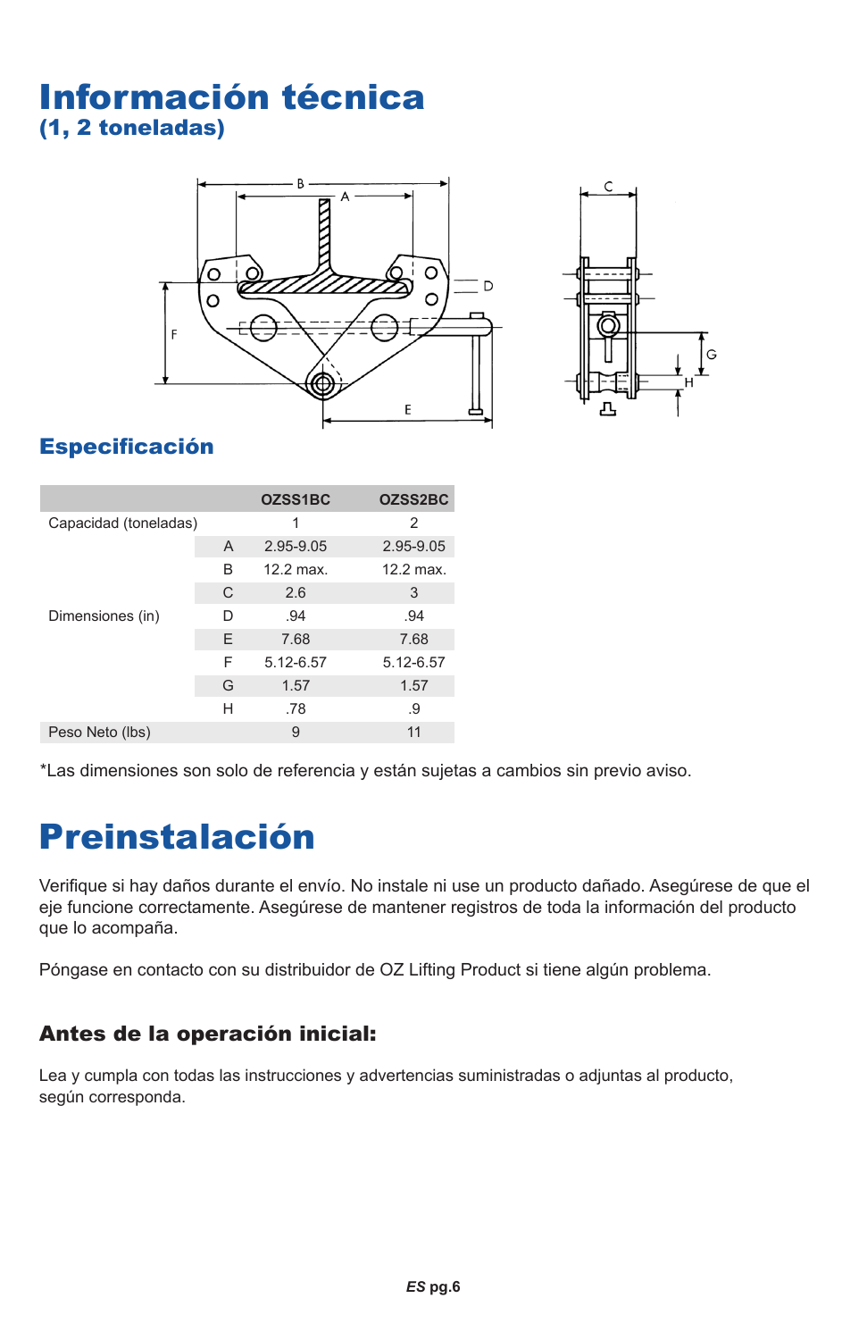# Información técnica

## (1, 2 toneladas)

## Especificación

| | | OZSS1BC | OZSS2BC |
|---|---|---|---|
| Capacidad (toneladas) | | 1 | 2 |
| Dimensiones (in) | A | 2.95-9.05 | 2.95-9.05 |
| | B | 12.2 max. | 12.2 max. |
| | C | 2.6 | 3 |
| | D | .94 | .94 |
| | E | 7.68 | 7.68 |
| | F | 5.12-6.57 | 5.12-6.57 |
| | G | 1.57 | 1.57 |
| | H | .78 | .9 |
| Peso Neto (lbs) | | 9 | 11 |

*Las dimensiones son solo de referencia y están sujetas a cambios sin previo aviso.

# Preinstalación

Verifique si hay daños durante el envío. No instale ni use un producto dañado. Asegúrese de que el eje funcione correctamente. Asegúrese de mantener registros de toda la información del producto que lo acompaña.

Póngase en contacto con su distribuidor de OZ Lifting Product si tiene algún problema.

### Antes de la operación inicial:

Lea y cumpla con todas las instrucciones y advertencias suministradas o adjuntas al producto, según corresponda.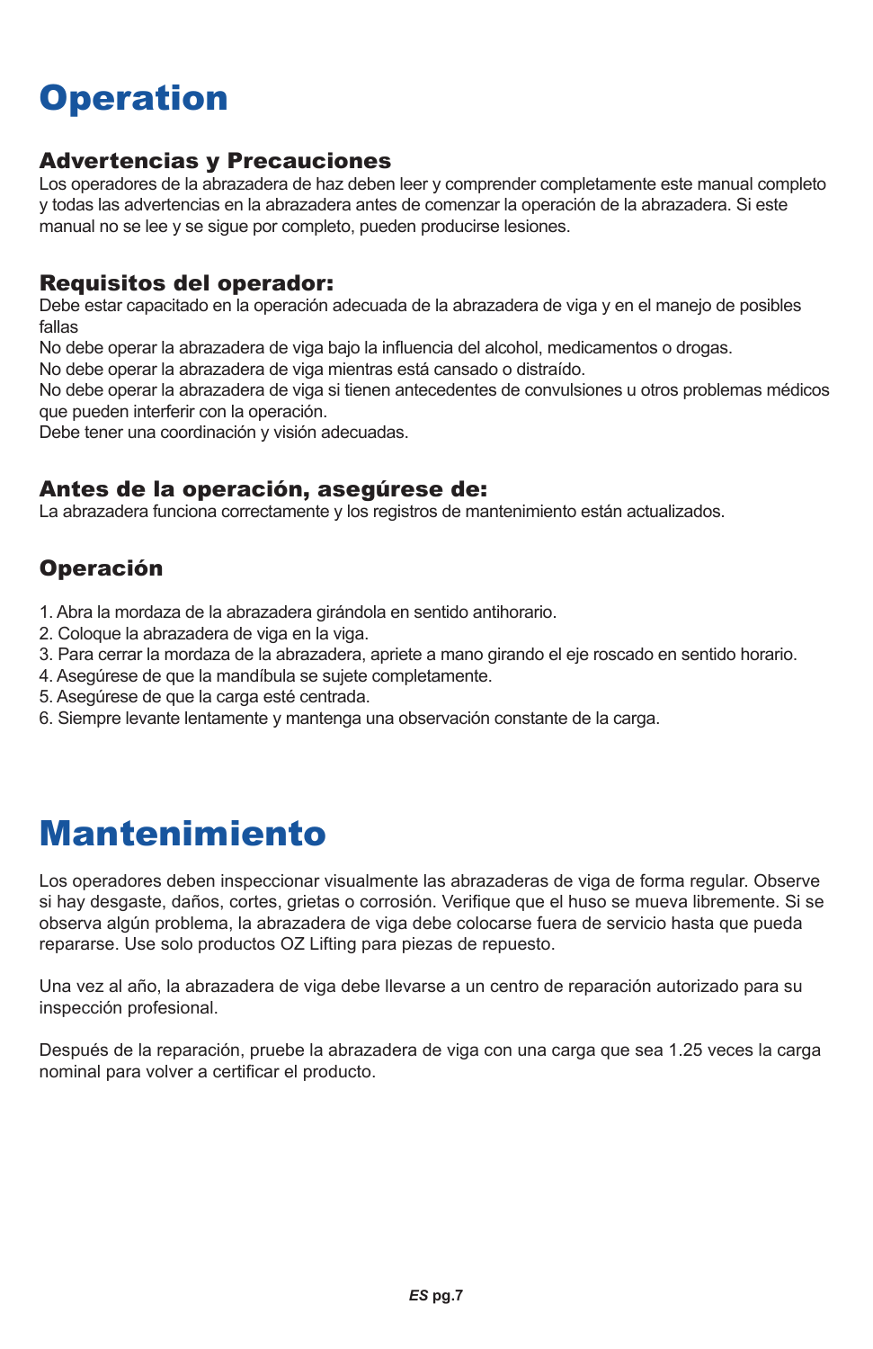# Operation

## Advertencias y Precauciones

Los operadores de la abrazadera de haz deben leer y comprender completamente este manual completo y todas las advertencias en la abrazadera antes de comenzar la operación de la abrazadera. Si este manual no se lee y se sigue por completo, pueden producirse lesiones.

## Requisitos del operador:

Debe estar capacitado en la operación adecuada de la abrazadera de viga y en el manejo de posibles fallas
No debe operar la abrazadera de viga bajo la influencia del alcohol, medicamentos o drogas.
No debe operar la abrazadera de viga mientras está cansado o distraído.
No debe operar la abrazadera de viga si tienen antecedentes de convulsiones u otros problemas médicos que pueden interferir con la operación.
Debe tener una coordinación y visión adecuadas.

## Antes de la operación, asegúrese de:

La abrazadera funciona correctamente y los registros de mantenimiento están actualizados.

## Operación

1. Abra la mordaza de la abrazadera girándola en sentido antihorario.
2. Coloque la abrazadera de viga en la viga.
3. Para cerrar la mordaza de la abrazadera, apriete a mano girando el eje roscado en sentido horario.
4. Asegúrese de que la mandíbula se sujete completamente.
5. Asegúrese de que la carga esté centrada.
6. Siempre levante lentamente y mantenga una observación constante de la carga.

# Mantenimiento

Los operadores deben inspeccionar visualmente las abrazaderas de viga de forma regular. Observe si hay desgaste, daños, cortes, grietas o corrosión. Verifique que el huso se mueva libremente. Si se observa algún problema, la abrazadera de viga debe colocarse fuera de servicio hasta que pueda repararse. Use solo productos OZ Lifting para piezas de repuesto.

Una vez al año, la abrazadera de viga debe llevarse a un centro de reparación autorizado para su inspección profesional.

Después de la reparación, pruebe la abrazadera de viga con una carga que sea 1.25 veces la carga nominal para volver a certificar el producto.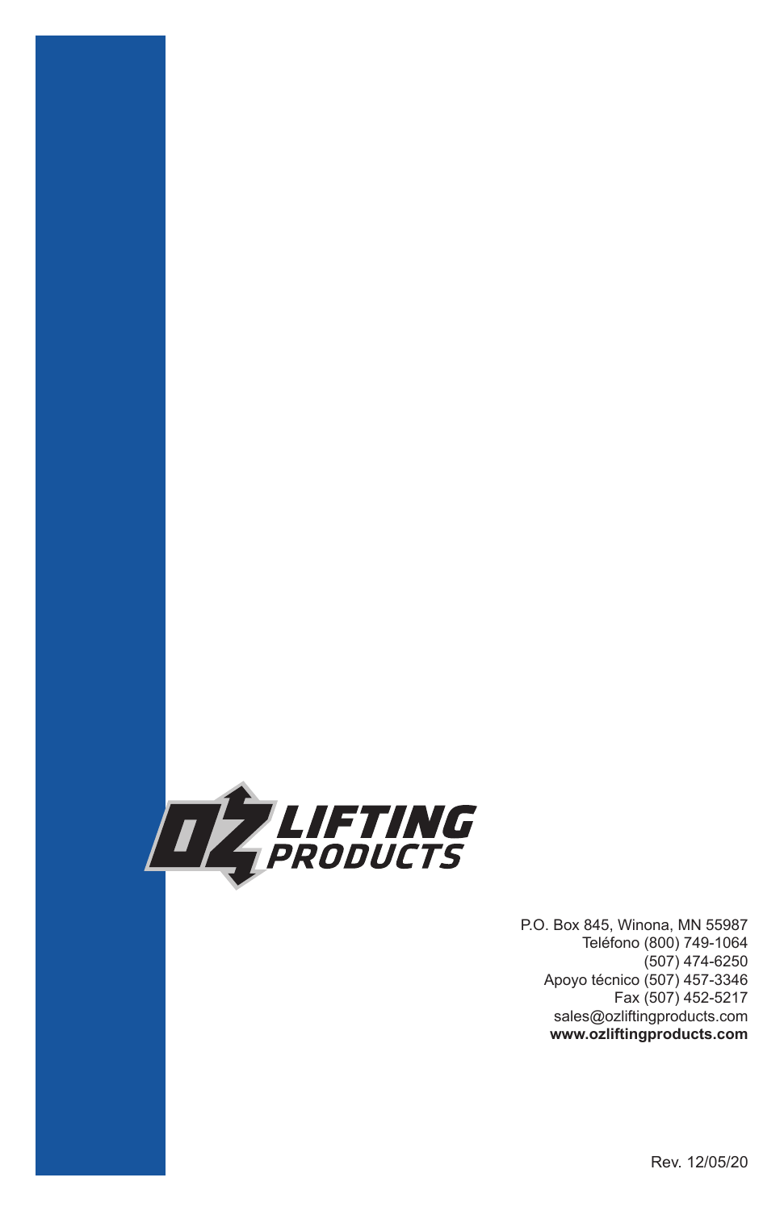OZ LIFTING PRODUCTS

P.O. Box 845, Winona, MN 55987
Teléfono (800) 749-1064
(507) 474-6250
Apoyo técnico (507) 457-3346
Fax (507) 452-5217
sales@ozliftingproducts.com
**www.ozliftingproducts.com**

Rev. 12/05/20